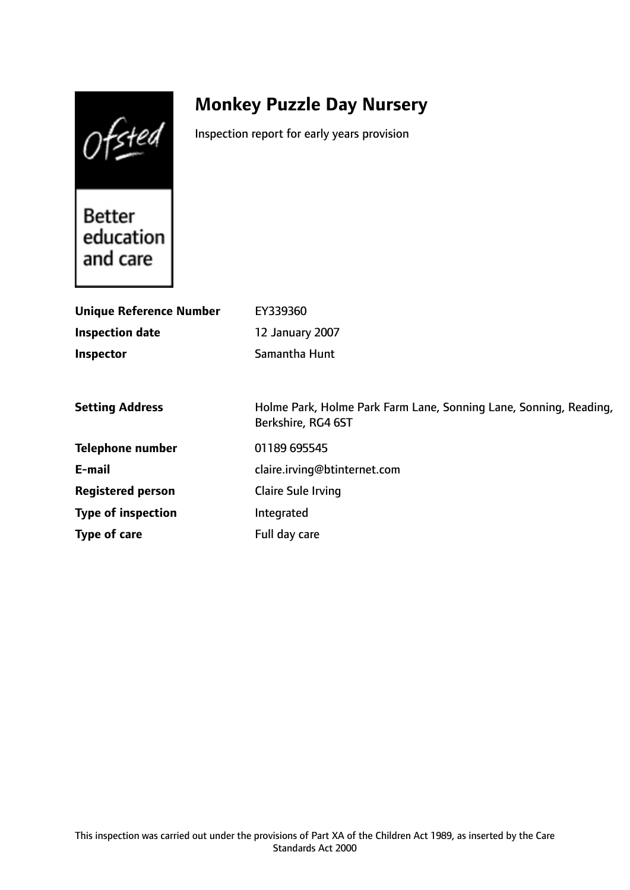# Monkey Puzzle Day Nursery

Inspection report for early years provision

| | |
|---|---|
| **Unique Reference Number** | EY339360 |
| **Inspection date** | 12 January 2007 |
| **Inspector** | Samantha Hunt |

| | |
|---|---|
| **Setting Address** | Holme Park, Holme Park Farm Lane, Sonning Lane, Sonning, Reading, Berkshire, RG4 6ST |
| **Telephone number** | 01189 695545 |
| **E-mail** | claire.irving@btinternet.com |
| **Registered person** | Claire Sule Irving |
| **Type of inspection** | Integrated |
| **Type of care** | Full day care |

This inspection was carried out under the provisions of Part XA of the Children Act 1989, as inserted by the Care Standards Act 2000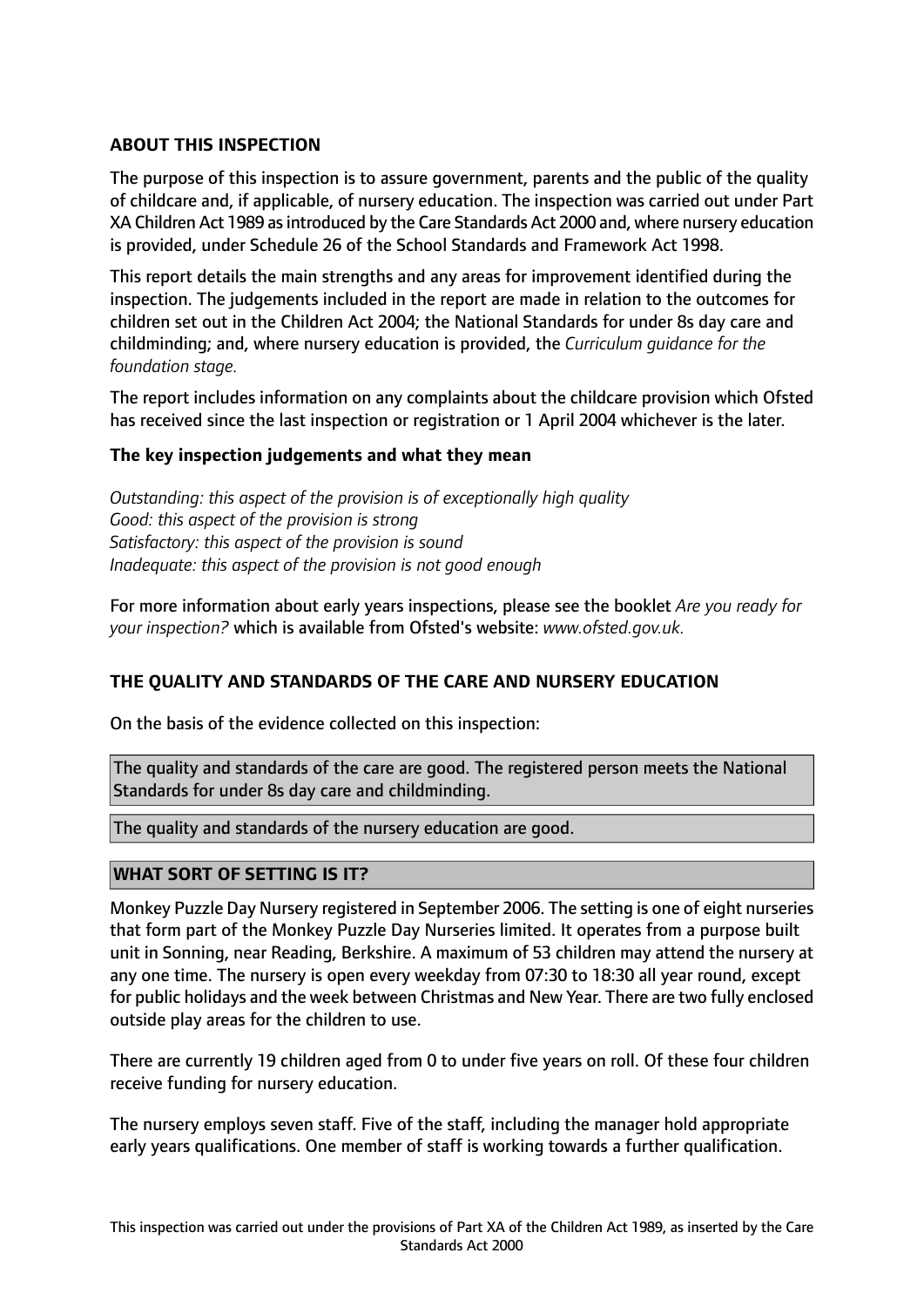## ABOUT THIS INSPECTION

The purpose of this inspection is to assure government, parents and the public of the quality of childcare and, if applicable, of nursery education. The inspection was carried out under Part XA Children Act 1989 as introduced by the Care Standards Act 2000 and, where nursery education is provided, under Schedule 26 of the School Standards and Framework Act 1998.

This report details the main strengths and any areas for improvement identified during the inspection. The judgements included in the report are made in relation to the outcomes for children set out in the Children Act 2004; the National Standards for under 8s day care and childminding; and, where nursery education is provided, the *Curriculum guidance for the foundation stage.*

The report includes information on any complaints about the childcare provision which Ofsted has received since the last inspection or registration or 1 April 2004 whichever is the later.

### The key inspection judgements and what they mean

*Outstanding: this aspect of the provision is of exceptionally high quality*
*Good: this aspect of the provision is strong*
*Satisfactory: this aspect of the provision is sound*
*Inadequate: this aspect of the provision is not good enough*

For more information about early years inspections, please see the booklet *Are you ready for your inspection?* which is available from Ofsted's website: *www.ofsted.gov.uk.*

## THE QUALITY AND STANDARDS OF THE CARE AND NURSERY EDUCATION

On the basis of the evidence collected on this inspection:

The quality and standards of the care are good. The registered person meets the National Standards for under 8s day care and childminding.

The quality and standards of the nursery education are good.

## WHAT SORT OF SETTING IS IT?

Monkey Puzzle Day Nursery registered in September 2006. The setting is one of eight nurseries that form part of the Monkey Puzzle Day Nurseries limited. It operates from a purpose built unit in Sonning, near Reading, Berkshire. A maximum of 53 children may attend the nursery at any one time. The nursery is open every weekday from 07:30 to 18:30 all year round, except for public holidays and the week between Christmas and New Year. There are two fully enclosed outside play areas for the children to use.

There are currently 19 children aged from 0 to under five years on roll. Of these four children receive funding for nursery education.

The nursery employs seven staff. Five of the staff, including the manager hold appropriate early years qualifications. One member of staff is working towards a further qualification.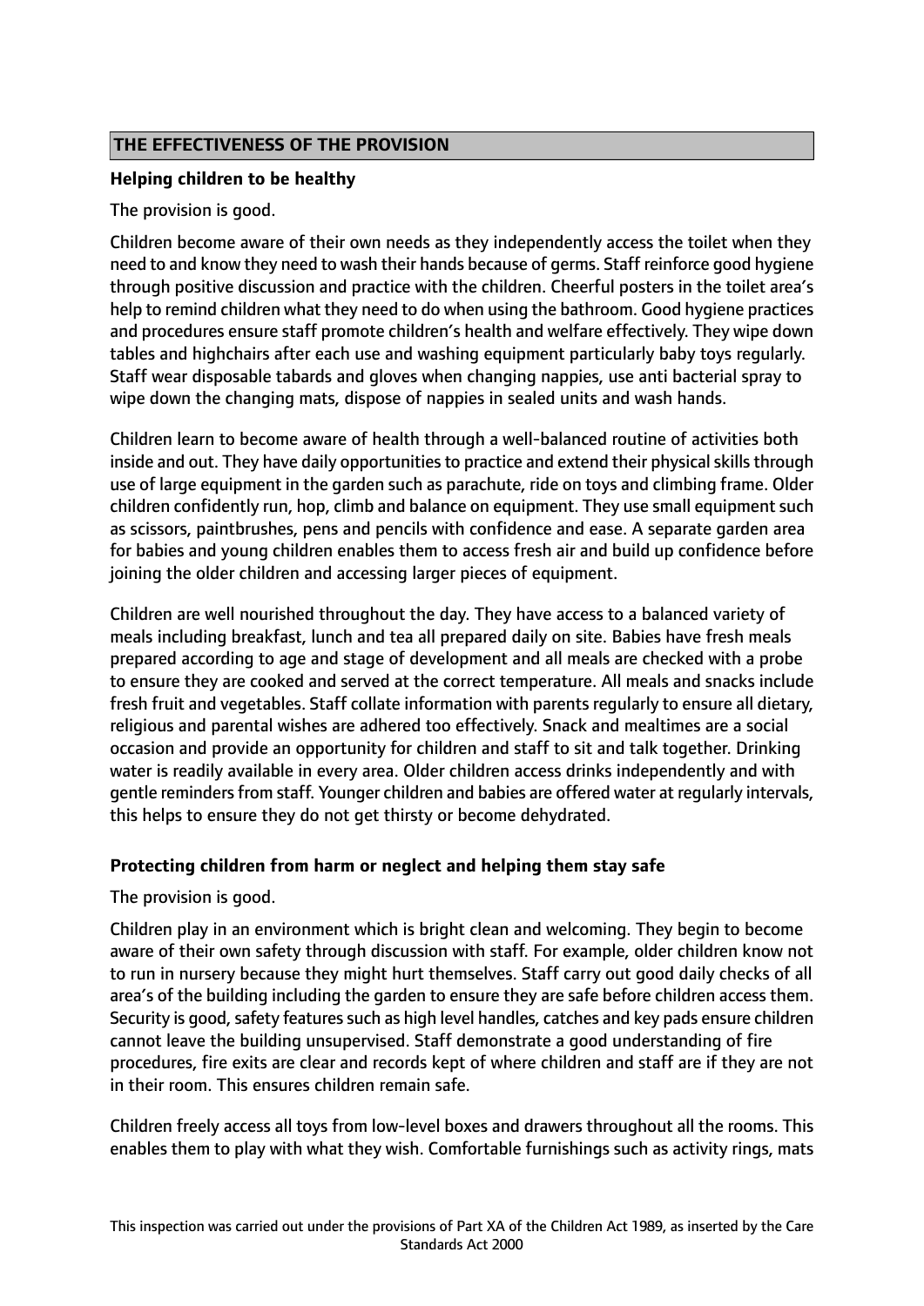## THE EFFECTIVENESS OF THE PROVISION

### Helping children to be healthy

The provision is good.

Children become aware of their own needs as they independently access the toilet when they need to and know they need to wash their hands because of germs. Staff reinforce good hygiene through positive discussion and practice with the children. Cheerful posters in the toilet area's help to remind children what they need to do when using the bathroom. Good hygiene practices and procedures ensure staff promote children's health and welfare effectively. They wipe down tables and highchairs after each use and washing equipment particularly baby toys regularly. Staff wear disposable tabards and gloves when changing nappies, use anti bacterial spray to wipe down the changing mats, dispose of nappies in sealed units and wash hands.

Children learn to become aware of health through a well-balanced routine of activities both inside and out. They have daily opportunities to practice and extend their physical skills through use of large equipment in the garden such as parachute, ride on toys and climbing frame. Older children confidently run, hop, climb and balance on equipment. They use small equipment such as scissors, paintbrushes, pens and pencils with confidence and ease. A separate garden area for babies and young children enables them to access fresh air and build up confidence before joining the older children and accessing larger pieces of equipment.

Children are well nourished throughout the day. They have access to a balanced variety of meals including breakfast, lunch and tea all prepared daily on site. Babies have fresh meals prepared according to age and stage of development and all meals are checked with a probe to ensure they are cooked and served at the correct temperature. All meals and snacks include fresh fruit and vegetables. Staff collate information with parents regularly to ensure all dietary, religious and parental wishes are adhered too effectively. Snack and mealtimes are a social occasion and provide an opportunity for children and staff to sit and talk together. Drinking water is readily available in every area. Older children access drinks independently and with gentle reminders from staff. Younger children and babies are offered water at regularly intervals, this helps to ensure they do not get thirsty or become dehydrated.

### Protecting children from harm or neglect and helping them stay safe

The provision is good.

Children play in an environment which is bright clean and welcoming. They begin to become aware of their own safety through discussion with staff. For example, older children know not to run in nursery because they might hurt themselves. Staff carry out good daily checks of all area's of the building including the garden to ensure they are safe before children access them. Security is good, safety features such as high level handles, catches and key pads ensure children cannot leave the building unsupervised. Staff demonstrate a good understanding of fire procedures, fire exits are clear and records kept of where children and staff are if they are not in their room. This ensures children remain safe.

Children freely access all toys from low-level boxes and drawers throughout all the rooms. This enables them to play with what they wish. Comfortable furnishings such as activity rings, mats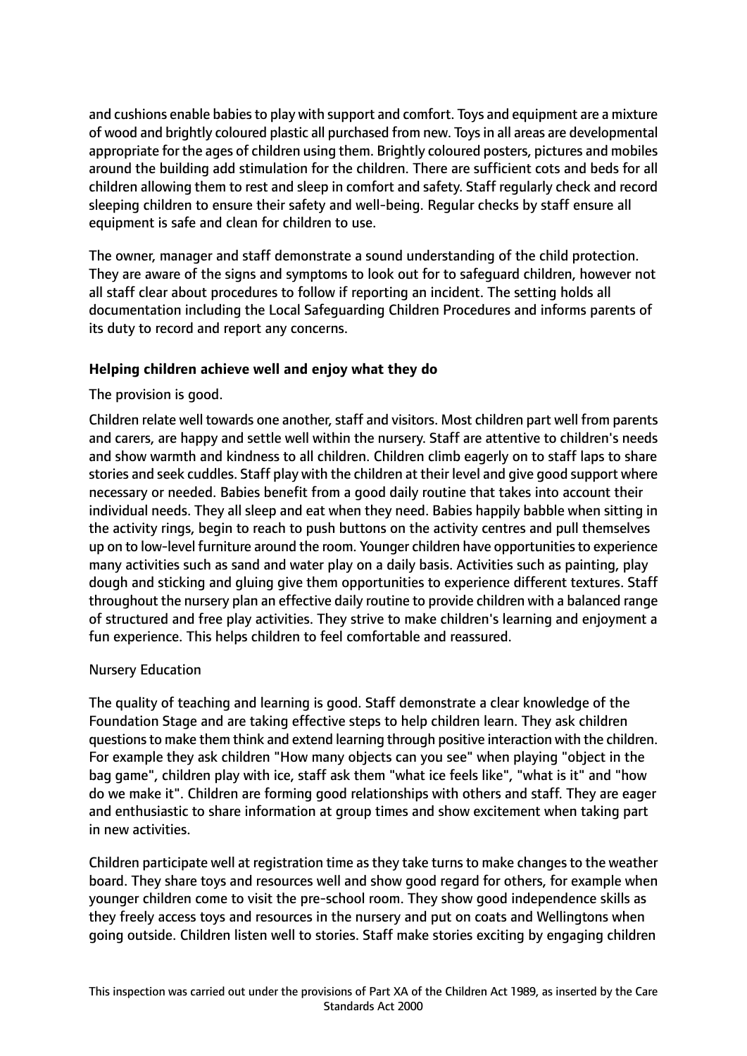and cushions enable babies to play with support and comfort. Toys and equipment are a mixture of wood and brightly coloured plastic all purchased from new. Toys in all areas are developmental appropriate for the ages of children using them. Brightly coloured posters, pictures and mobiles around the building add stimulation for the children. There are sufficient cots and beds for all children allowing them to rest and sleep in comfort and safety. Staff regularly check and record sleeping children to ensure their safety and well-being. Regular checks by staff ensure all equipment is safe and clean for children to use.

The owner, manager and staff demonstrate a sound understanding of the child protection. They are aware of the signs and symptoms to look out for to safeguard children, however not all staff clear about procedures to follow if reporting an incident. The setting holds all documentation including the Local Safeguarding Children Procedures and informs parents of its duty to record and report any concerns.

### Helping children achieve well and enjoy what they do

The provision is good.

Children relate well towards one another, staff and visitors. Most children part well from parents and carers, are happy and settle well within the nursery. Staff are attentive to children's needs and show warmth and kindness to all children. Children climb eagerly on to staff laps to share stories and seek cuddles. Staff play with the children at their level and give good support where necessary or needed. Babies benefit from a good daily routine that takes into account their individual needs. They all sleep and eat when they need. Babies happily babble when sitting in the activity rings, begin to reach to push buttons on the activity centres and pull themselves up on to low-level furniture around the room. Younger children have opportunities to experience many activities such as sand and water play on a daily basis. Activities such as painting, play dough and sticking and gluing give them opportunities to experience different textures. Staff throughout the nursery plan an effective daily routine to provide children with a balanced range of structured and free play activities. They strive to make children's learning and enjoyment a fun experience. This helps children to feel comfortable and reassured.

Nursery Education

The quality of teaching and learning is good. Staff demonstrate a clear knowledge of the Foundation Stage and are taking effective steps to help children learn. They ask children questions to make them think and extend learning through positive interaction with the children. For example they ask children "How many objects can you see" when playing "object in the bag game", children play with ice, staff ask them "what ice feels like", "what is it" and "how do we make it". Children are forming good relationships with others and staff. They are eager and enthusiastic to share information at group times and show excitement when taking part in new activities.

Children participate well at registration time as they take turns to make changes to the weather board. They share toys and resources well and show good regard for others, for example when younger children come to visit the pre-school room. They show good independence skills as they freely access toys and resources in the nursery and put on coats and Wellingtons when going outside. Children listen well to stories. Staff make stories exciting by engaging children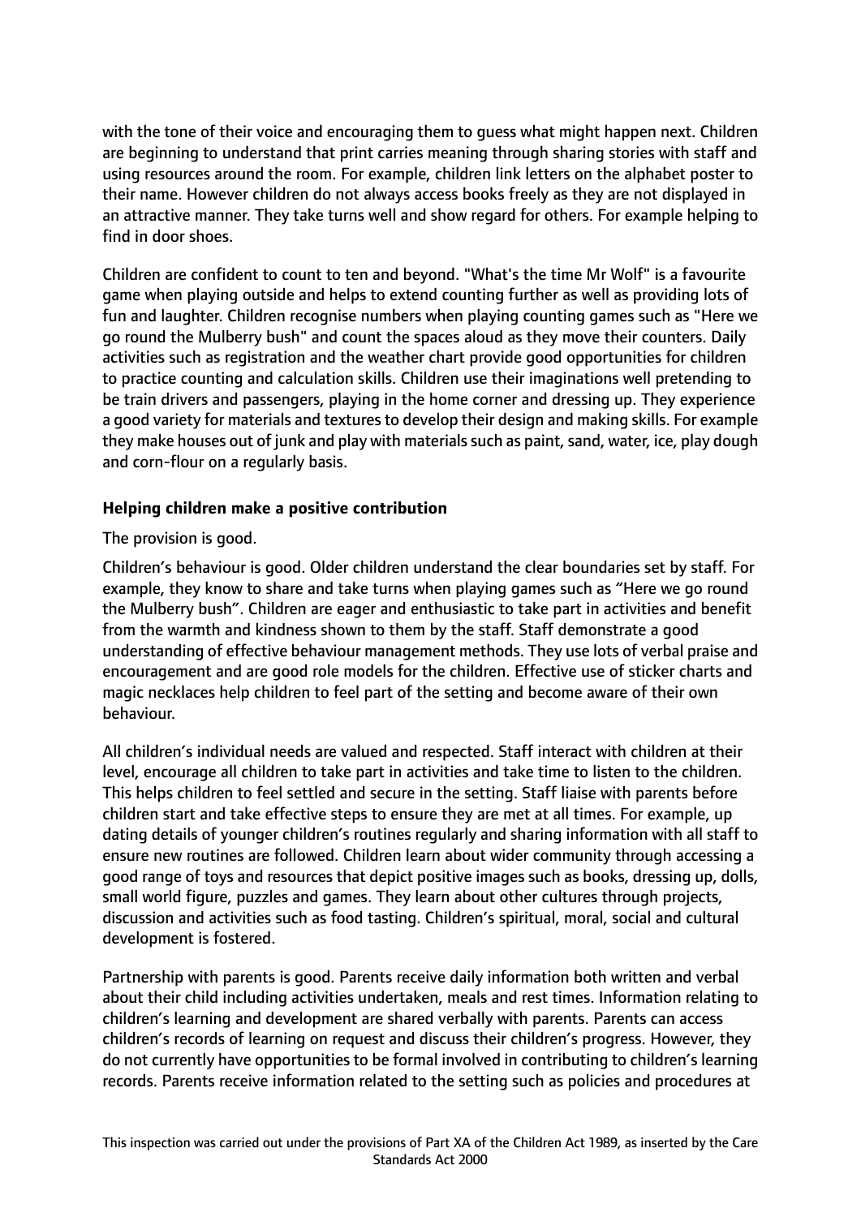with the tone of their voice and encouraging them to guess what might happen next. Children are beginning to understand that print carries meaning through sharing stories with staff and using resources around the room. For example, children link letters on the alphabet poster to their name. However children do not always access books freely as they are not displayed in an attractive manner. They take turns well and show regard for others. For example helping to find in door shoes.

Children are confident to count to ten and beyond. "What's the time Mr Wolf" is a favourite game when playing outside and helps to extend counting further as well as providing lots of fun and laughter. Children recognise numbers when playing counting games such as "Here we go round the Mulberry bush" and count the spaces aloud as they move their counters. Daily activities such as registration and the weather chart provide good opportunities for children to practice counting and calculation skills. Children use their imaginations well pretending to be train drivers and passengers, playing in the home corner and dressing up. They experience a good variety for materials and textures to develop their design and making skills. For example they make houses out of junk and play with materials such as paint, sand, water, ice, play dough and corn-flour on a regularly basis.

### Helping children make a positive contribution

The provision is good.

Children's behaviour is good. Older children understand the clear boundaries set by staff. For example, they know to share and take turns when playing games such as "Here we go round the Mulberry bush". Children are eager and enthusiastic to take part in activities and benefit from the warmth and kindness shown to them by the staff. Staff demonstrate a good understanding of effective behaviour management methods. They use lots of verbal praise and encouragement and are good role models for the children. Effective use of sticker charts and magic necklaces help children to feel part of the setting and become aware of their own behaviour.

All children's individual needs are valued and respected. Staff interact with children at their level, encourage all children to take part in activities and take time to listen to the children. This helps children to feel settled and secure in the setting. Staff liaise with parents before children start and take effective steps to ensure they are met at all times. For example, up dating details of younger children's routines regularly and sharing information with all staff to ensure new routines are followed. Children learn about wider community through accessing a good range of toys and resources that depict positive images such as books, dressing up, dolls, small world figure, puzzles and games. They learn about other cultures through projects, discussion and activities such as food tasting. Children's spiritual, moral, social and cultural development is fostered.

Partnership with parents is good. Parents receive daily information both written and verbal about their child including activities undertaken, meals and rest times. Information relating to children's learning and development are shared verbally with parents. Parents can access children's records of learning on request and discuss their children's progress. However, they do not currently have opportunities to be formal involved in contributing to children's learning records. Parents receive information related to the setting such as policies and procedures at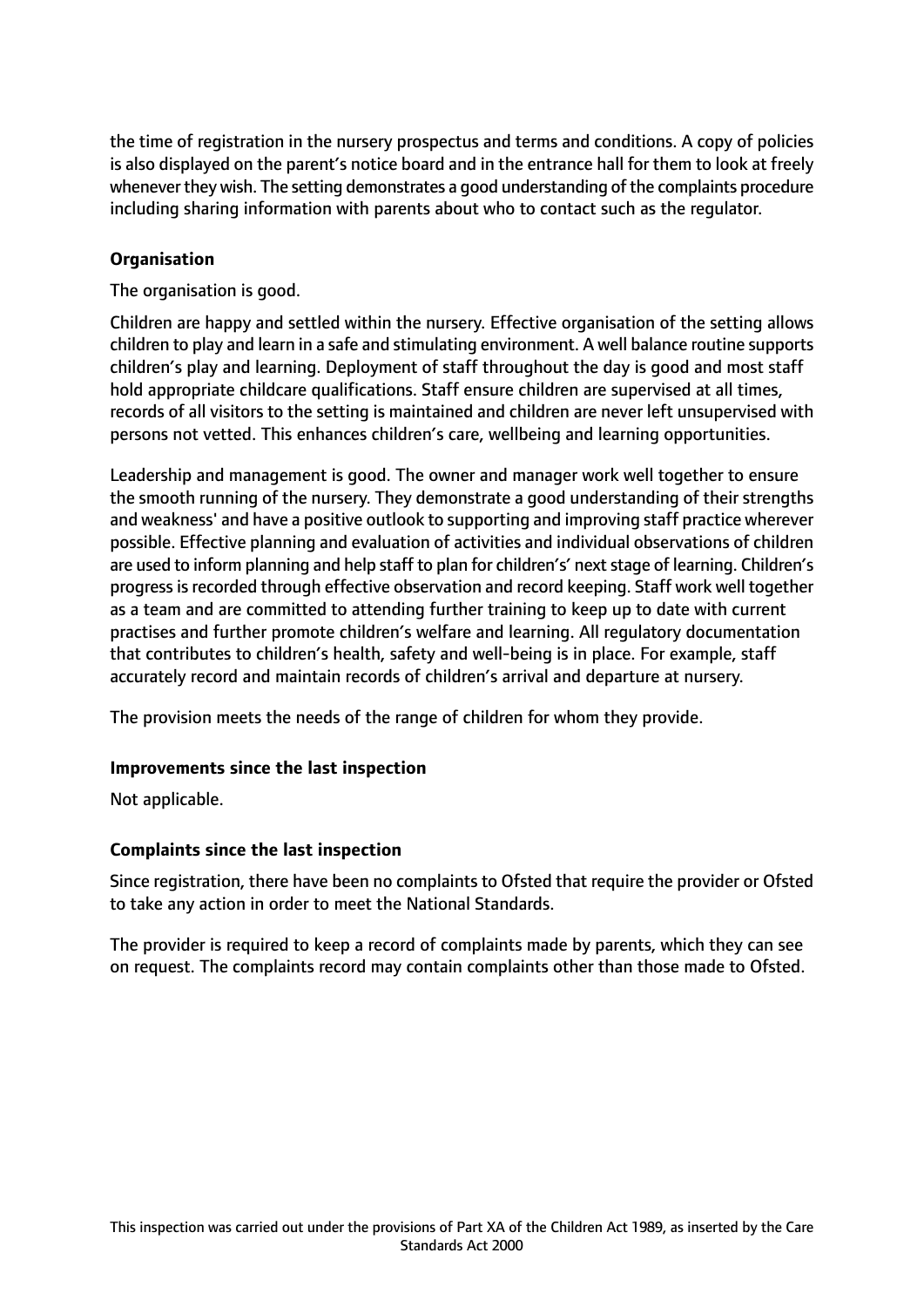the time of registration in the nursery prospectus and terms and conditions. A copy of policies is also displayed on the parent's notice board and in the entrance hall for them to look at freely whenever they wish. The setting demonstrates a good understanding of the complaints procedure including sharing information with parents about who to contact such as the regulator.

**Organisation**

The organisation is good.

Children are happy and settled within the nursery. Effective organisation of the setting allows children to play and learn in a safe and stimulating environment. A well balance routine supports children's play and learning. Deployment of staff throughout the day is good and most staff hold appropriate childcare qualifications. Staff ensure children are supervised at all times, records of all visitors to the setting is maintained and children are never left unsupervised with persons not vetted. This enhances children's care, wellbeing and learning opportunities.

Leadership and management is good. The owner and manager work well together to ensure the smooth running of the nursery. They demonstrate a good understanding of their strengths and weakness' and have a positive outlook to supporting and improving staff practice wherever possible. Effective planning and evaluation of activities and individual observations of children are used to inform planning and help staff to plan for children's' next stage of learning. Children's progress is recorded through effective observation and record keeping. Staff work well together as a team and are committed to attending further training to keep up to date with current practises and further promote children's welfare and learning. All regulatory documentation that contributes to children's health, safety and well-being is in place. For example, staff accurately record and maintain records of children's arrival and departure at nursery.

The provision meets the needs of the range of children for whom they provide.

**Improvements since the last inspection**

Not applicable.

**Complaints since the last inspection**

Since registration, there have been no complaints to Ofsted that require the provider or Ofsted to take any action in order to meet the National Standards.

The provider is required to keep a record of complaints made by parents, which they can see on request. The complaints record may contain complaints other than those made to Ofsted.

This inspection was carried out under the provisions of Part XA of the Children Act 1989, as inserted by the Care Standards Act 2000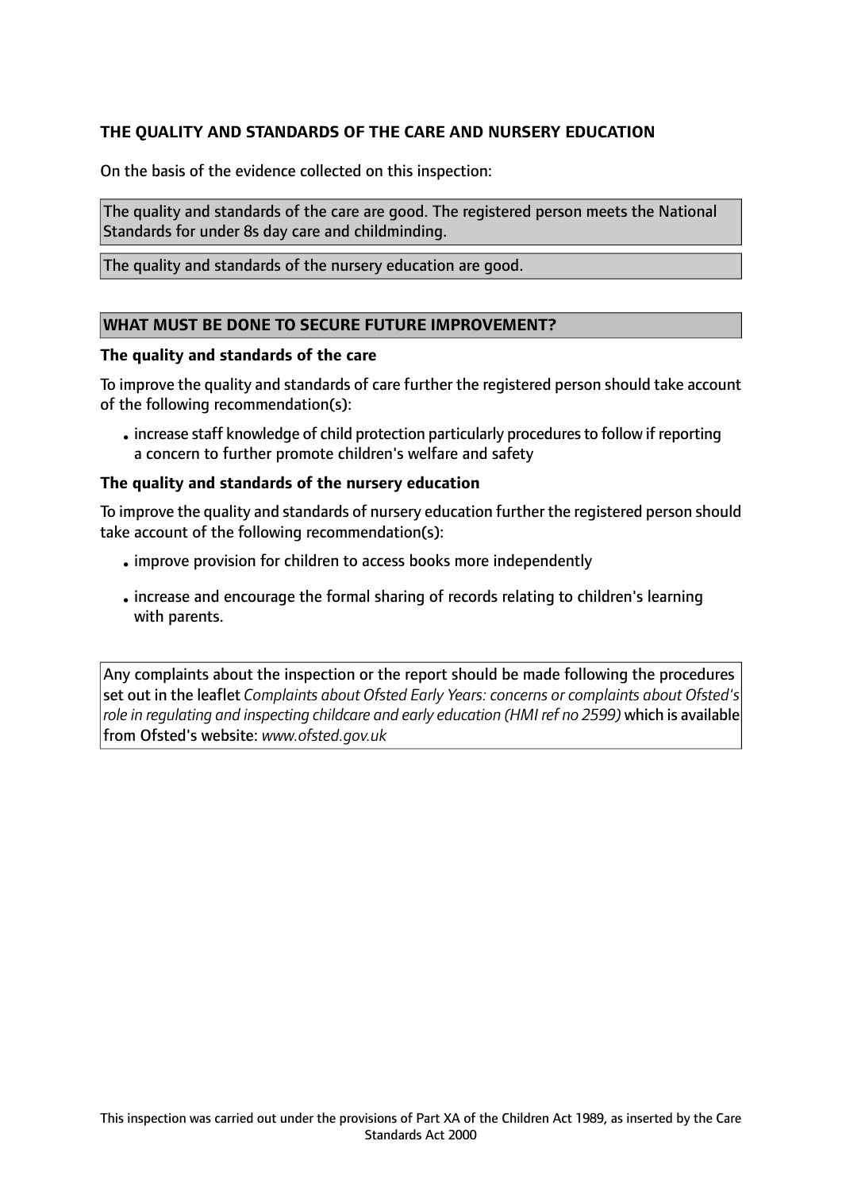## THE QUALITY AND STANDARDS OF THE CARE AND NURSERY EDUCATION

On the basis of the evidence collected on this inspection:

The quality and standards of the care are good. The registered person meets the National Standards for under 8s day care and childminding.

The quality and standards of the nursery education are good.

## WHAT MUST BE DONE TO SECURE FUTURE IMPROVEMENT?

### The quality and standards of the care

To improve the quality and standards of care further the registered person should take account of the following recommendation(s):

- increase staff knowledge of child protection particularly procedures to follow if reporting a concern to further promote children's welfare and safety

### The quality and standards of the nursery education

To improve the quality and standards of nursery education further the registered person should take account of the following recommendation(s):

- improve provision for children to access books more independently
- increase and encourage the formal sharing of records relating to children's learning with parents.

Any complaints about the inspection or the report should be made following the procedures set out in the leaflet *Complaints about Ofsted Early Years: concerns or complaints about Ofsted's role in regulating and inspecting childcare and early education (HMI ref no 2599)* which is available from Ofsted's website: *www.ofsted.gov.uk*

This inspection was carried out under the provisions of Part XA of the Children Act 1989, as inserted by the Care Standards Act 2000